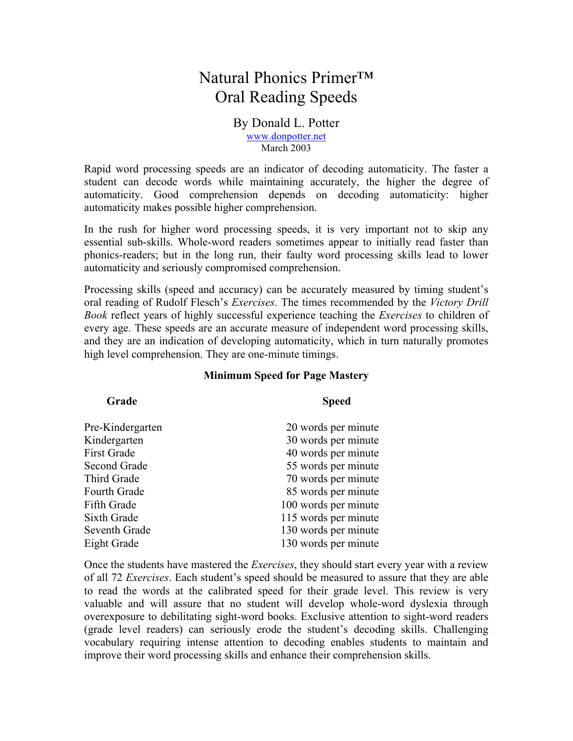# Natural Phonics Primer™
# Oral Reading Speeds

By Donald L. Potter

www.donpotter.net

March 2003

Rapid word processing speeds are an indicator of decoding automaticity. The faster a student can decode words while maintaining accurately, the higher the degree of automaticity. Good comprehension depends on decoding automaticity: higher automaticity makes possible higher comprehension.

In the rush for higher word processing speeds, it is very important not to skip any essential sub-skills. Whole-word readers sometimes appear to initially read faster than phonics-readers; but in the long run, their faulty word processing skills lead to lower automaticity and seriously compromised comprehension.

Processing skills (speed and accuracy) can be accurately measured by timing student's oral reading of Rudolf Flesch's *Exercises*. The times recommended by the *Victory Drill Book* reflect years of highly successful experience teaching the *Exercises* to children of every age. These speeds are an accurate measure of independent word processing skills, and they are an indication of developing automaticity, which in turn naturally promotes high level comprehension. They are one-minute timings.

**Minimum Speed for Page Mastery**

| Grade | Speed |
|---|---|
| Pre-Kindergarten | 20 words per minute |
| Kindergarten | 30 words per minute |
| First Grade | 40 words per minute |
| Second Grade | 55 words per minute |
| Third Grade | 70 words per minute |
| Fourth Grade | 85 words per minute |
| Fifth Grade | 100 words per minute |
| Sixth Grade | 115 words per minute |
| Seventh Grade | 130 words per minute |
| Eight Grade | 130 words per minute |

Once the students have mastered the *Exercises*, they should start every year with a review of all 72 *Exercises*. Each student's speed should be measured to assure that they are able to read the words at the calibrated speed for their grade level. This review is very valuable and will assure that no student will develop whole-word dyslexia through overexposure to debilitating sight-word books. Exclusive attention to sight-word readers (grade level readers) can seriously erode the student's decoding skills. Challenging vocabulary requiring intense attention to decoding enables students to maintain and improve their word processing skills and enhance their comprehension skills.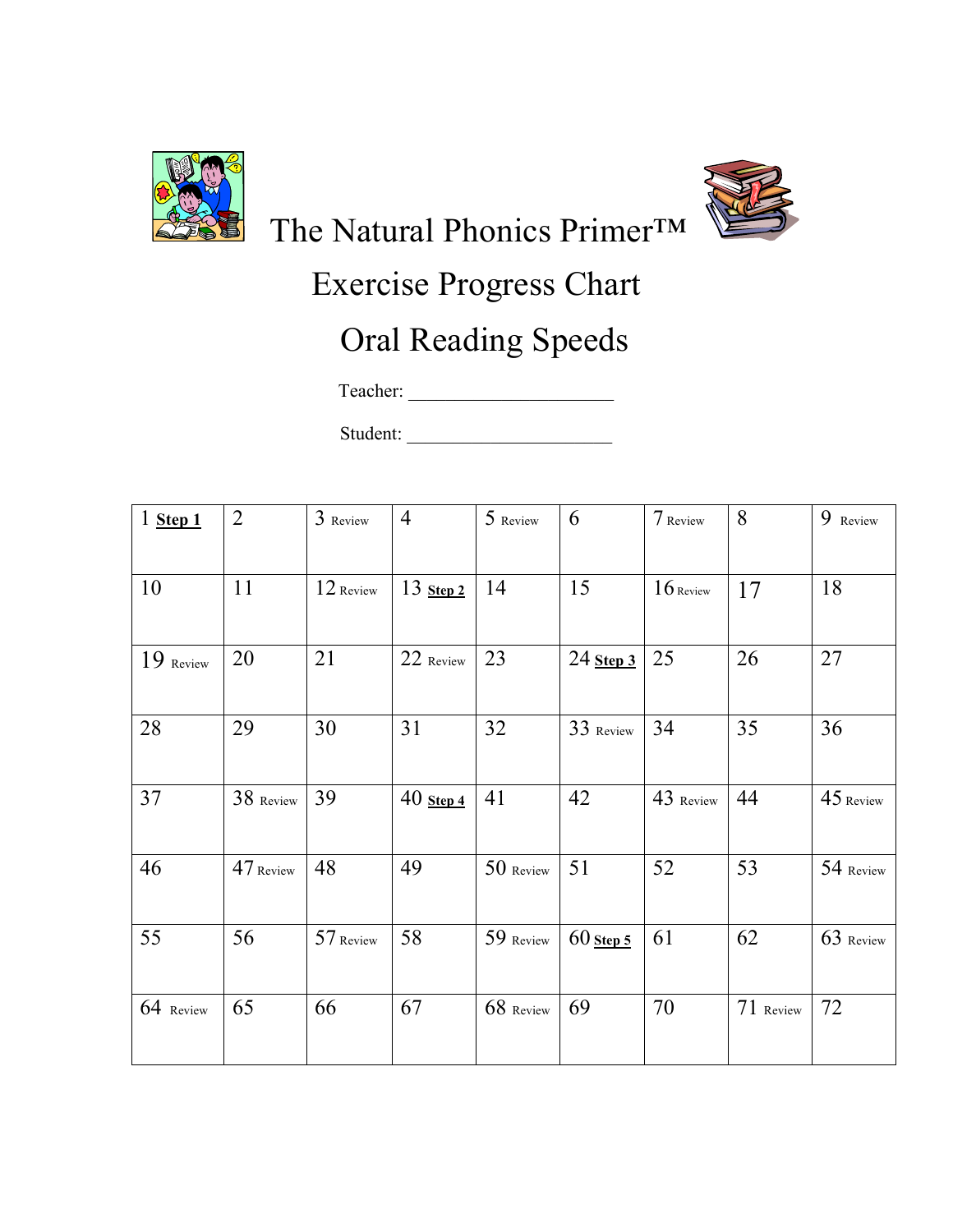# The Natural Phonics Primer™

## Exercise Progress Chart

## Oral Reading Speeds

Teacher: ______________________

Student: ______________________

| 1 **Step 1** | 2 | 3 Review | 4 | 5 Review | 6 | 7 Review | 8 | 9 Review |
|---|---|---|---|---|---|---|---|---|
| 10 | 11 | 12 Review | 13 **Step 2** | 14 | 15 | 16 Review | 17 | 18 |
| 19 Review | 20 | 21 | 22 Review | 23 | 24 **Step 3** | 25 | 26 | 27 |
| 28 | 29 | 30 | 31 | 32 | 33 Review | 34 | 35 | 36 |
| 37 | 38 Review | 39 | 40 **Step 4** | 41 | 42 | 43 Review | 44 | 45 Review |
| 46 | 47 Review | 48 | 49 | 50 Review | 51 | 52 | 53 | 54 Review |
| 55 | 56 | 57 Review | 58 | 59 Review | 60 **Step 5** | 61 | 62 | 63 Review |
| 64 Review | 65 | 66 | 67 | 68 Review | 69 | 70 | 71 Review | 72 |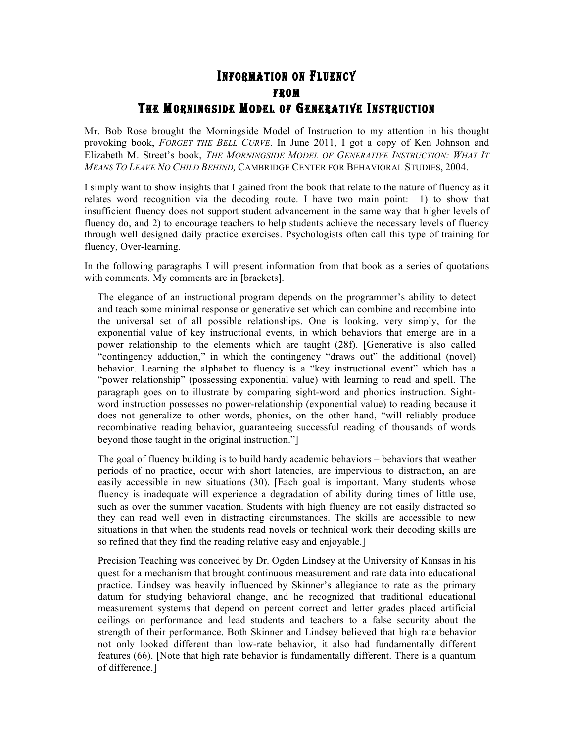# Information on Fluency from The Morningside Model of Generative Instruction

Mr. Bob Rose brought the Morningside Model of Instruction to my attention in his thought provoking book, *Forget the Bell Curve*. In June 2011, I got a copy of Ken Johnson and Elizabeth M. Street's book, *The Morningside Model of Generative Instruction: What It Means To Leave No Child Behind,* Cambridge Center for Behavioral Studies, 2004.

I simply want to show insights that I gained from the book that relate to the nature of fluency as it relates word recognition via the decoding route. I have two main point: 1) to show that insufficient fluency does not support student advancement in the same way that higher levels of fluency do, and 2) to encourage teachers to help students achieve the necessary levels of fluency through well designed daily practice exercises. Psychologists often call this type of training for fluency, Over-learning.

In the following paragraphs I will present information from that book as a series of quotations with comments. My comments are in [brackets].

> The elegance of an instructional program depends on the programmer's ability to detect and teach some minimal response or generative set which can combine and recombine into the universal set of all possible relationships. One is looking, very simply, for the exponential value of key instructional events, in which behaviors that emerge are in a power relationship to the elements which are taught (28f). [Generative is also called "contingency adduction," in which the contingency "draws out" the additional (novel) behavior. Learning the alphabet to fluency is a "key instructional event" which has a "power relationship" (possessing exponential value) with learning to read and spell. The paragraph goes on to illustrate by comparing sight-word and phonics instruction. Sight-word instruction possesses no power-relationship (exponential value) to reading because it does not generalize to other words, phonics, on the other hand, "will reliably produce recombinative reading behavior, guaranteeing successful reading of thousands of words beyond those taught in the original instruction."]

> The goal of fluency building is to build hardy academic behaviors – behaviors that weather periods of no practice, occur with short latencies, are impervious to distraction, an are easily accessible in new situations (30). [Each goal is important. Many students whose fluency is inadequate will experience a degradation of ability during times of little use, such as over the summer vacation. Students with high fluency are not easily distracted so they can read well even in distracting circumstances. The skills are accessible to new situations in that when the students read novels or technical work their decoding skills are so refined that they find the reading relative easy and enjoyable.]

> Precision Teaching was conceived by Dr. Ogden Lindsey at the University of Kansas in his quest for a mechanism that brought continuous measurement and rate data into educational practice. Lindsey was heavily influenced by Skinner's allegiance to rate as the primary datum for studying behavioral change, and he recognized that traditional educational measurement systems that depend on percent correct and letter grades placed artificial ceilings on performance and lead students and teachers to a false security about the strength of their performance. Both Skinner and Lindsey believed that high rate behavior not only looked different than low-rate behavior, it also had fundamentally different features (66). [Note that high rate behavior is fundamentally different. There is a quantum of difference.]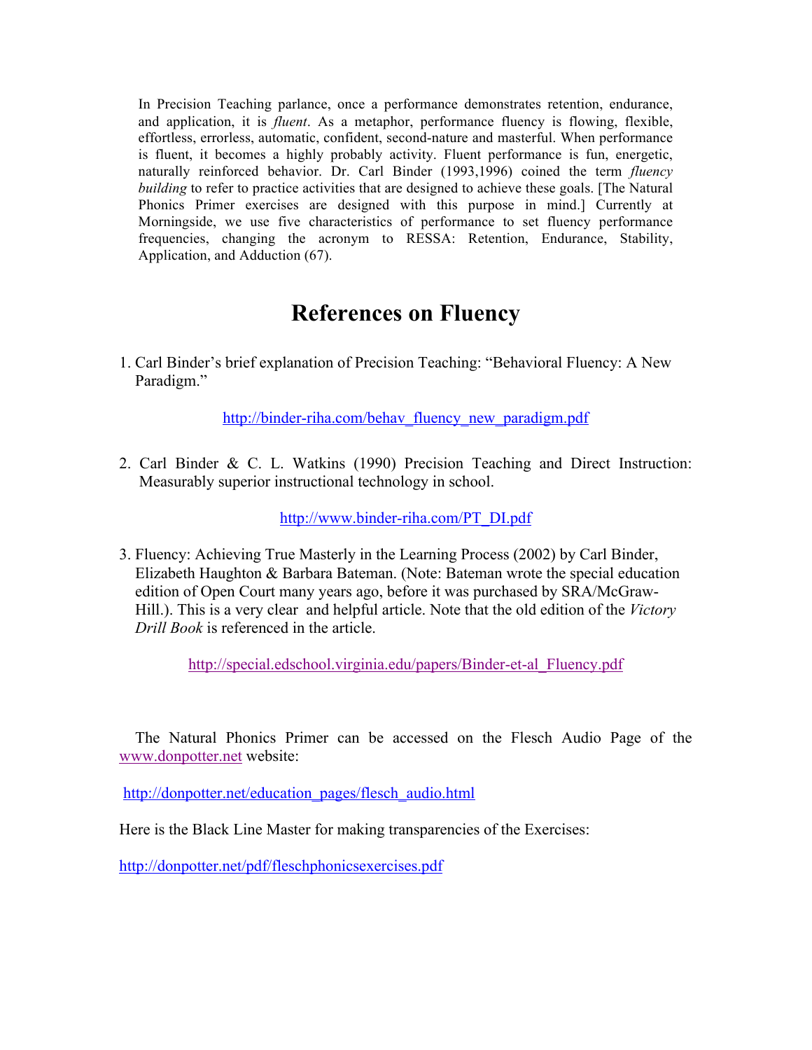In Precision Teaching parlance, once a performance demonstrates retention, endurance, and application, it is *fluent*. As a metaphor, performance fluency is flowing, flexible, effortless, errorless, automatic, confident, second-nature and masterful. When performance is fluent, it becomes a highly probably activity. Fluent performance is fun, energetic, naturally reinforced behavior. Dr. Carl Binder (1993,1996) coined the term *fluency building* to refer to practice activities that are designed to achieve these goals. [The Natural Phonics Primer exercises are designed with this purpose in mind.] Currently at Morningside, we use five characteristics of performance to set fluency performance frequencies, changing the acronym to RESSA: Retention, Endurance, Stability, Application, and Adduction (67).

# References on Fluency

1. Carl Binder's brief explanation of Precision Teaching: "Behavioral Fluency: A New Paradigm."

   http://binder-riha.com/behav_fluency_new_paradigm.pdf

2. Carl Binder & C. L. Watkins (1990) Precision Teaching and Direct Instruction: Measurably superior instructional technology in school.

   http://www.binder-riha.com/PT_DI.pdf

3. Fluency: Achieving True Masterly in the Learning Process (2002) by Carl Binder, Elizabeth Haughton & Barbara Bateman. (Note: Bateman wrote the special education edition of Open Court many years ago, before it was purchased by SRA/McGraw-Hill.). This is a very clear and helpful article. Note that the old edition of the *Victory Drill Book* is referenced in the article.

   http://special.edschool.virginia.edu/papers/Binder-et-al_Fluency.pdf

The Natural Phonics Primer can be accessed on the Flesch Audio Page of the www.donpotter.net website:

http://donpotter.net/education_pages/flesch_audio.html

Here is the Black Line Master for making transparencies of the Exercises:

http://donpotter.net/pdf/fleschphonicsexercises.pdf